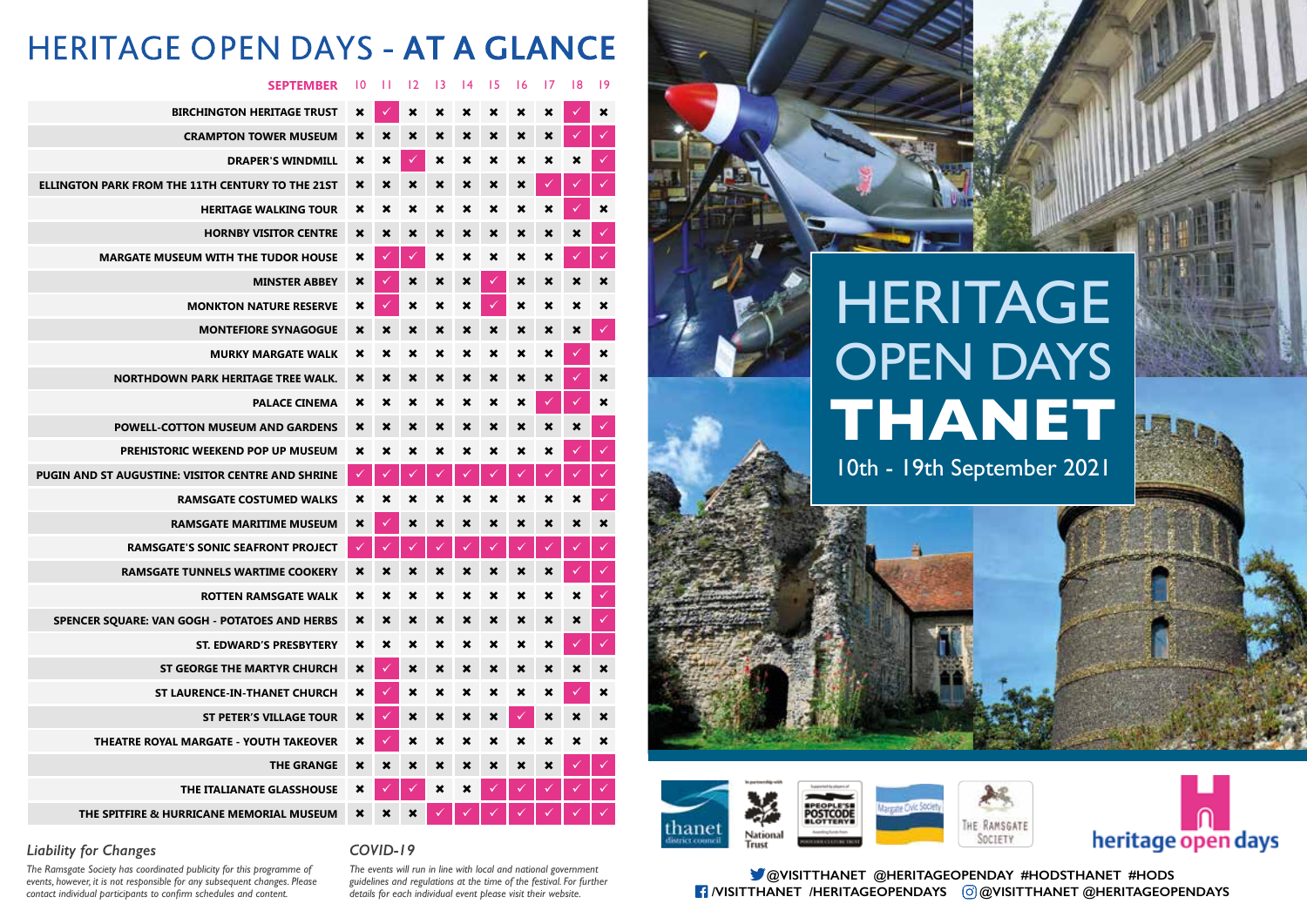# HERITAGE OPEN DAYS - AT A GLANCE

| SEPTEMBER | 10 | 11 | 12 | 13 | 14 | 15 | 16 | 17 | 18 | 19 |
|---|---|---|---|---|---|---|---|---|---|---|
| BIRCHINGTON HERITAGE TRUST | ✗ | ✓ | ✗ | ✗ | ✗ | ✗ | ✗ | ✗ | ✓ | ✗ |
| CRAMPTON TOWER MUSEUM | ✗ | ✗ | ✗ | ✗ | ✗ | ✗ | ✗ | ✗ | ✓ | ✓ |
| DRAPER'S WINDMILL | ✗ | ✗ | ✓ | ✗ | ✗ | ✗ | ✗ | ✗ | ✗ | ✓ |
| ELLINGTON PARK FROM THE 11TH CENTURY TO THE 21ST | ✗ | ✗ | ✗ | ✗ | ✗ | ✗ | ✗ | ✓ | ✓ | ✓ |
| HERITAGE WALKING TOUR | ✗ | ✗ | ✗ | ✗ | ✗ | ✗ | ✗ | ✗ | ✓ | ✗ |
| HORNBY VISITOR CENTRE | ✗ | ✗ | ✗ | ✗ | ✗ | ✗ | ✗ | ✗ | ✗ | ✓ |
| MARGATE MUSEUM WITH THE TUDOR HOUSE | ✗ | ✓ | ✓ | ✗ | ✗ | ✗ | ✗ | ✗ | ✓ | ✓ |
| MINSTER ABBEY | ✗ | ✓ | ✗ | ✗ | ✗ | ✓ | ✗ | ✗ | ✗ | ✗ |
| MONKTON NATURE RESERVE | ✗ | ✓ | ✗ | ✗ | ✗ | ✓ | ✗ | ✗ | ✗ | ✗ |
| MONTEFIORE SYNAGOGUE | ✗ | ✗ | ✗ | ✗ | ✗ | ✗ | ✗ | ✗ | ✗ | ✓ |
| MURKY MARGATE WALK | ✗ | ✗ | ✗ | ✗ | ✗ | ✗ | ✗ | ✗ | ✓ | ✗ |
| NORTHDOWN PARK HERITAGE TREE WALK. | ✗ | ✗ | ✗ | ✗ | ✗ | ✗ | ✗ | ✗ | ✓ | ✗ |
| PALACE CINEMA | ✗ | ✗ | ✗ | ✗ | ✗ | ✗ | ✗ | ✓ | ✓ | ✗ |
| POWELL-COTTON MUSEUM AND GARDENS | ✗ | ✗ | ✗ | ✗ | ✗ | ✗ | ✗ | ✗ | ✗ | ✓ |
| PREHISTORIC WEEKEND POP UP MUSEUM | ✗ | ✗ | ✗ | ✗ | ✗ | ✗ | ✗ | ✗ | ✓ | ✓ |
| PUGIN AND ST AUGUSTINE: VISITOR CENTRE AND SHRINE | ✓ | ✓ | ✓ | ✓ | ✓ | ✓ | ✓ | ✓ | ✓ | ✓ |
| RAMSGATE COSTUMED WALKS | ✗ | ✗ | ✗ | ✗ | ✗ | ✗ | ✗ | ✗ | ✗ | ✓ |
| RAMSGATE MARITIME MUSEUM | ✗ | ✓ | ✗ | ✗ | ✗ | ✗ | ✗ | ✗ | ✗ | ✗ |
| RAMSGATE'S SONIC SEAFRONT PROJECT | ✓ | ✓ | ✓ | ✓ | ✓ | ✓ | ✓ | ✓ | ✓ | ✓ |
| RAMSGATE TUNNELS WARTIME COOKERY | ✗ | ✗ | ✗ | ✗ | ✗ | ✗ | ✗ | ✗ | ✓ | ✓ |
| ROTTEN RAMSGATE WALK | ✗ | ✗ | ✗ | ✗ | ✗ | ✗ | ✗ | ✗ | ✗ | ✓ |
| SPENCER SQUARE: VAN GOGH - POTATOES AND HERBS | ✗ | ✗ | ✗ | ✗ | ✗ | ✗ | ✗ | ✗ | ✗ | ✓ |
| ST. EDWARD'S PRESBYTERY | ✗ | ✗ | ✗ | ✗ | ✗ | ✗ | ✗ | ✗ | ✓ | ✓ |
| ST GEORGE THE MARTYR CHURCH | ✗ | ✓ | ✗ | ✗ | ✗ | ✗ | ✗ | ✗ | ✗ | ✗ |
| ST LAURENCE-IN-THANET CHURCH | ✗ | ✓ | ✗ | ✗ | ✗ | ✗ | ✗ | ✗ | ✓ | ✗ |
| ST PETER'S VILLAGE TOUR | ✗ | ✓ | ✗ | ✗ | ✗ | ✗ | ✓ | ✗ | ✗ | ✗ |
| THEATRE ROYAL MARGATE - YOUTH TAKEOVER | ✗ | ✓ | ✗ | ✗ | ✗ | ✗ | ✗ | ✗ | ✗ | ✗ |
| THE GRANGE | ✗ | ✗ | ✗ | ✗ | ✗ | ✗ | ✗ | ✗ | ✓ | ✓ |
| THE ITALIANATE GLASSHOUSE | ✗ | ✓ | ✓ | ✗ | ✗ | ✓ | ✓ | ✓ | ✓ | ✓ |
| THE SPITFIRE & HURRICANE MEMORIAL MUSEUM | ✗ | ✗ | ✗ | ✓ | ✓ | ✓ | ✓ | ✓ | ✓ | ✓ |

### *Liability for Changes*

*The Ramsgate Society has coordinated publicity for this programme of events, however, it is not responsible for any subsequent changes. Please contact individual participants to confirm schedules and content.*

### *COVID-19*

*The events will run in line with local and national government guidelines and regulations at the time of the festival. For further details for each individual event please visit their website.*

# HERITAGE OPEN DAYS THANET

10th - 19th September 2021

thanet district council | National Trust | People's Postcode Lottery | Margate Civic Society | The Ramsgate Society | heritage open days

@VISITTHANET @HERITAGEOPENDAY #HODSTHANET #HODS

/VISITTHANET /HERITAGEOPENDAYS @VISITTHANET @HERITAGEOPENDAYS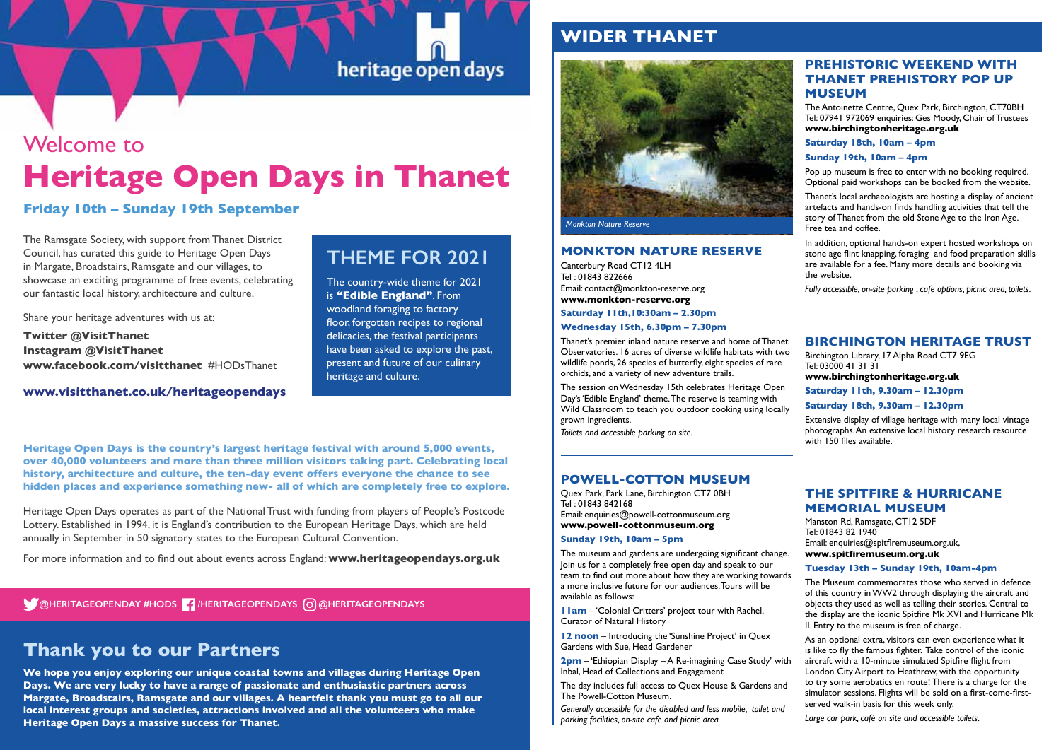heritage open days

# Welcome to

# Heritage Open Days in Thanet

### Friday 10th – Sunday 19th September

The Ramsgate Society, with support from Thanet District Council, has curated this guide to Heritage Open Days in Margate, Broadstairs, Ramsgate and our villages, to showcase an exciting programme of free events, celebrating our fantastic local history, architecture and culture.

Share your heritage adventures with us at:

**Twitter @VisitThanet**
**Instagram @VisitThanet**
**www.facebook.com/visitthanet** #HODsThanet

**www.visitthanet.co.uk/heritageopendays**

## THEME FOR 2021

The country-wide theme for 2021 is **"Edible England"**. From woodland foraging to factory floor, forgotten recipes to regional delicacies, the festival participants have been asked to explore the past, present and future of our culinary heritage and culture.

**Heritage Open Days is the country's largest heritage festival with around 5,000 events, over 40,000 volunteers and more than three million visitors taking part. Celebrating local history, architecture and culture, the ten-day event offers everyone the chance to see hidden places and experience something new- all of which are completely free to explore.**

Heritage Open Days operates as part of the National Trust with funding from players of People's Postcode Lottery. Established in 1994, it is England's contribution to the European Heritage Days, which are held annually in September in 50 signatory states to the European Cultural Convention.

For more information and to find out about events across England: **www.heritageopendays.org.uk**

@HERITAGEOPENDAY #HODS /HERITAGEOPENDAYS @HERITAGEOPENDAYS

## Thank you to our Partners

**We hope you enjoy exploring our unique coastal towns and villages during Heritage Open Days. We are very lucky to have a range of passionate and enthusiastic partners across Margate, Broadstairs, Ramsgate and our villages. A heartfelt thank you must go to all our local interest groups and societies, attractions involved and all the volunteers who make Heritage Open Days a massive success for Thanet.**

## WIDER THANET

*Monkton Nature Reserve*

### MONKTON NATURE RESERVE

Canterbury Road CT12 4LH
Tel : 01843 822666
Email: contact@monkton-reserve.org
**www.monkton-reserve.org**

**Saturday 11th,10:30am – 2.30pm**

**Wednesday 15th, 6.30pm – 7.30pm**

Thanet's premier inland nature reserve and home of Thanet Observatories. 16 acres of diverse wildlife habitats with two wildlife ponds, 26 species of butterfly, eight species of rare orchids, and a variety of new adventure trails.

The session on Wednesday 15th celebrates Heritage Open Day's 'Edible England' theme. The reserve is teaming with Wild Classroom to teach you outdoor cooking using locally grown ingredients.

*Toilets and accessible parking on site.*

### POWELL-COTTON MUSEUM

Quex Park, Park Lane, Birchington CT7 0BH
Tel : 01843 842168
Email: enquiries@powell-cottonmuseum.org
**www.powell-cottonmuseum.org**

**Sunday 19th, 10am – 5pm**

The museum and gardens are undergoing significant change. Join us for a completely free open day and speak to our team to find out more about how they are working towards a more inclusive future for our audiences. Tours will be available as follows:

**11am** – 'Colonial Critters' project tour with Rachel, Curator of Natural History

**12 noon** – Introducing the 'Sunshine Project' in Quex Gardens with Sue, Head Gardener

**2pm** – 'Ethiopian Display – A Re-imagining Case Study' with Inbal, Head of Collections and Engagement

The day includes full access to Quex House & Gardens and The Powell-Cotton Museum.

*Generally accessible for the disabled and less mobile, toilet and parking facilities, on-site cafe and picnic area.*

### PREHISTORIC WEEKEND WITH THANET PREHISTORY POP UP MUSEUM

The Antoinette Centre, Quex Park, Birchington, CT70BH
Tel: 07941 972069 enquiries: Ges Moody, Chair of Trustees
**www.birchingtonheritage.org.uk**

**Saturday 18th, 10am – 4pm**

**Sunday 19th, 10am – 4pm**

Pop up museum is free to enter with no booking required. Optional paid workshops can be booked from the website.

Thanet's local archaeologists are hosting a display of ancient artefacts and hands-on finds handling activities that tell the story of Thanet from the old Stone Age to the Iron Age. Free tea and coffee.

In addition, optional hands-on expert hosted workshops on stone age flint knapping, foraging and food preparation skills are available for a fee. Many more details and booking via the website.

*Fully accessible, on-site parking , cafe options, picnic area, toilets.*

### BIRCHINGTON HERITAGE TRUST

Birchington Library, 17 Alpha Road CT7 9EG
Tel: 03000 41 31 31
**www.birchingtonheritage.org.uk**

**Saturday 11th, 9.30am – 12.30pm**

**Saturday 18th, 9.30am – 12.30pm**

Extensive display of village heritage with many local vintage photographs. An extensive local history research resource with 150 files available.

### THE SPITFIRE & HURRICANE MEMORIAL MUSEUM

Manston Rd, Ramsgate, CT12 5DF
Tel: 01843 82 1940
Email: enquiries@spitfiremuseum.org.uk,
**www.spitfiremuseum.org.uk**

**Tuesday 13th – Sunday 19th, 10am-4pm**

The Museum commemorates those who served in defence of this country in WW2 through displaying the aircraft and objects they used as well as telling their stories. Central to the display are the iconic Spitfire Mk XVI and Hurricane Mk II. Entry to the museum is free of charge.

As an optional extra, visitors can even experience what it is like to fly the famous fighter. Take control of the iconic aircraft with a 10-minute simulated Spitfire flight from London City Airport to Heathrow, with the opportunity to try some aerobatics en route! There is a charge for the simulator sessions. Flights will be sold on a first-come-first-served walk-in basis for this week only.

*Large car park, café on site and accessible toilets.*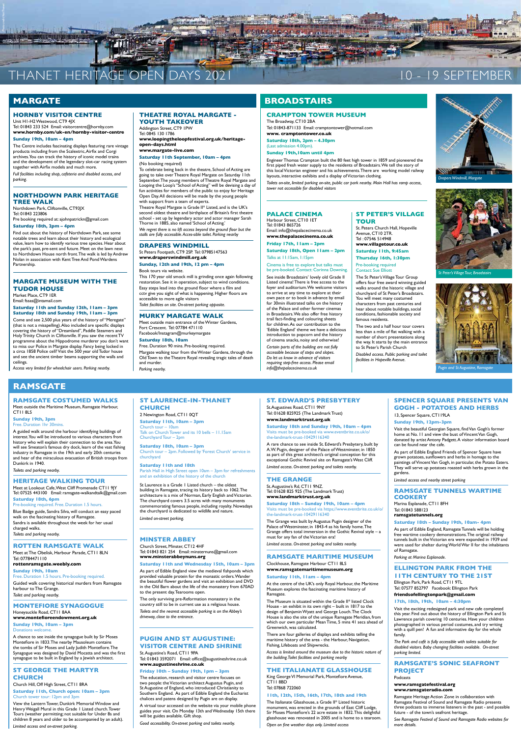# THANET HERITAGE OPEN DAYS 2021

10 - 19 SEPTEMBER

## MARGATE

### HORNBY VISITOR CENTRE

Unit H1-H2 Westwood, CT9 4JX
Tel: 01843 233 524 Email: visitorcentre@hornby.com
**www.hornby.com/uk-en/hornby-visitor-centre**

**Sunday 19th, 10am – 4pm**

The Centre includes fascinating displays featuring rare vintage products including from the Scalextric, Airfix and Corgi archives. You can track the history of iconic model trains and the development of the legendary slot-car racing system together with Airfix models and much more.

*Full facilities including shop, cafeteria and disabled access, and parking.*

### NORTHDOWN PARK HERITAGE TREE WALK

Northdown Park, Cliftonville, CT93JX
Tel: 01843 223806
Pre booking required at: ajohnpatrickn@gmail.com

**Saturday 18th, 2pm – 4pm**

Find out about the history of Northdown Park, see some notable trees and learn about their history and ecological value, learn how to identify various tree species. Hear about the park's past, pre-sent and future. Meet on the lawn next to Northdown House north front. The walk is led by Andrew Nolan in association with Kent Tree And Pond Wardens Partnership.

### MARGATE MUSEUM WITH THE TUDOR HOUSE

Market Place, CT9 1ER
Email: fssas@ntamail.com

**Saturday 11th and Sunday 12th, 11am – 3pm**
**Saturday 18th and Sunday 19th, 11am – 3pm**

Come and see 2,500 plus years of the history of "Meregate" (that is not a misspelling). Also included are specific displays covering the history of "Dreamland", Paddle Steamers and Holy Trinity Church in Cliftonville. If you saw the recent TV programme about the Hippodrome murderer you don't want to miss our Police in Margate display. Fancy being locked in a circa 1858 Police cell? Visit the 500 year old Tudor house and see the ancient timber beams supporting the walls and ceilings.

*Access very limited for wheelchair users. Parking nearby.*

### THEATRE ROYAL MARGATE - YOUTH TAKEOVER

Addington Street, CT9 1PW
Tel: 0845 130 1786
**www.loopingtheloopfestival.org.uk/heritage-open-days.html**
**www.margate-live.com**

**Saturday 11th September, 10am – 4pm**

(No booking required)

To celebrate being back in the theatre, School of Acting are going to take over Theatre Royal Margate on Saturday 11th September. The young members of Theatre Royal Margate and Looping the Loop's "School of Acting" will be devising a day of fun activities for members of the public to enjoy for Heritage Open Day. All decisions will be made by the young people with support from a team of experts.

Theatre Royal Margate is Grade II* Listed, and is the UK's second oldest theatre and birthplace of Britain's first theatre school - set up by legendary actor and actor manager Sarah Thorne in 1885, also named 'School of Acting.'

*We regret there is no lift access beyond the ground floor but the stalls are fully accessible. Acces-sible toilet. Parking nearby*

### DRAPERS WINDMILL

St Peters Footpath, CT9 2SP. Tel: 07985147563
**www.draperswindmill.org.uk**

**Sunday, 12th and 19th, 12 pm – 4pm**

Book tours via website.

This 170 year old smock mill is grinding once again following restoration. See it in operation, subject to wind conditions. Easy steps lead into the ground floor where a film and cctv give you sight of what is happening. Higher floors are accessible to more agile visitors

*Toilet facilities on site. On-street parking opposite.*

### MURKY MARGATE WALK

Meet outside main entrance of the Winter Gardens, Fort Crescent. Tel: 07784 471110
Facebook/Instagram@murkeymargate

**Saturday 18th, 10am**

Free. Duration 90 mins. Pre-booking required.

Margate walking tour from the Winter Gardens, through the Old Town to the Theatre Royal revealing tragic tales of death and murder.

*Parking nearby.*

## BROADSTAIRS

### CRAMPTON TOWER MUSEUM

The Broadway, CT10 2BA
Tel: 01843-871133 Email: cramptontower@hotmail.com
**www. cramptontower.co.uk**

**Saturday 18th, 2pm – 4.30pm**
(Last admission 4.00pm).

**Sunday 19th,10am until 4pm**

Engineer Thomas Crampton built the 80 feet high tower in 1859 and pioneered the first piped fresh water supply to the residents of Broadstairs. We tell the story of this local Victorian engineer and his achievements. There are working model railway layouts, interactive exhibits and a display of Victorian clothing.

*Toilets on-site, limited parking on-site, public car park nearby. Main Hall has ramp access, tower not accessible for disabled visitors*

### PALACE CINEMA

Harbour Street, CT10 1ET
Tel: 01843 865726
Email: info@thepalacecinema.co.uk
**www.thepalacecinema.co.uk**

**Friday 17th, 11am – 2pm**
**Saturday 18th, Open 11am – 2pm**

Talks at 11:15am, 1:15pm

Cinema is free to explore but talks must be pre-booked. Contact: Corinna Downing.

See inside Broadstairs' lovely old Grade II Listed cinema! There is free access to the foyer and auditorium. We welcome visitors to arrive at any time to explore at their own pace or to book in advance by email for 30min illustrated talks on the history of the Palace and other former cinemas in Broadstairs. We also offer free history trail fact-finding and colouring sheets for children. As our contribution to the 'Edible England' theme we have a delicious introduction to popcorn and the history of cinema snacks, noisy and otherwise!

*Certain parts of the building are not fully accessible because of steps and slopes. Do let us know in advance of visitors requiring step-free access. Please email info@thepalacecinema.co.uk*

### ST PETER'S VILLAGE TOUR

St. Peters Church Hall, Hopeville Avenue, CT10 2TR.
Tel : 07546 514948
**www.villagetour.co.uk**

**Saturday 11th, 9:45am**
**Thursday 16th, 1:30pm**

Pre-booking required
Contact: Sue Elliott

The St Peter's Village Tour Group offers four free award winning guided walks around the historic village and churchyard of St Peter's Broadstairs. You will meet many costumed characters from past centuries and hear about notable buildings, social conditions, fashionable society and famous residents.

The two and a half hour tour covers less than a mile of flat walking with a number of short presentations along the way. It starts by the main entrance to St Peter's Parish Church

*Disabled access. Public parking and toilet facilities in Hopeville Avenue.*

*Drapers Windmill, Margate*

*St Peter's Village Tour, Broadstairs*

*Pugin and St Augustine, Ramsgate*

## RAMSGATE

### RAMSGATE COSTUMED WALKS

Meet outside the Maritime Museum, Ramsgate Harbour, CT11 8LS

**Sunday 19th, 3pm**

Free. Duration 1hr 30mins.

A guided walk around the harbour identifying buildings of interest. You will be introduced to various characters from history who will explain their connection to the area. You will see Smeaton's famous dry dock, learn of the vast fishing industry in Ramsgate in the 19th and early 20th centuries and hear of the miraculous evacuation of British troops from Dunkirk in 1940.

*Toilets and parking nearby.*

### HERITAGE WALKING TOUR

Meet at Lookout Cafe, West Cliff Promenade CT11 9JY
Tel: 07525 443100 Email: ramsgate-walkandtalk@gmail.com

**Saturday 18th, 6pm**

Pre-booking required. Free. Duration 1.5 hours.

Blue Badge guide, Sandra Silva, will conduct an easy paced walk on the fascinating history of Ramsgate.
Sandra is available throughout the week for her usual charged walks.

*Toilets and parking nearby.*

### ROTTEN RAMSGATE WALK

Meet at The Obelisk, Harbour Parade, CT11 8LN
Tel: 07784471110
**rottenramsgate.weebly.com**

**Sunday 19th, 10am**

Free. Duration 1.5 hours. Pre-booking required.

Guided walk covering historical murders from Ramsgate harbour to The Grange.

*Toilet and parking nearby.*

### MONTEFIORE SYNAGOGUE

Honeysuckle Road, CT11 8AA
**www.montefioreendowment.org.uk**

**Sunday 19th, 10am – 3pm**

Donations welcome.

A chance to see inside the synagogue built by Sir Moses Montefiore in 1833. The nearby Mausoleum contains the tombs of Sir Moses and Lady Judith Montefiore. The Synagogue was designed by David Mocatta and was the first synagogue to be built in England by a Jewish architect.

### ST GEORGE THE MARTYR CHURCH

Church Hill, Off High Street, CT11 8RA

**Saturday 11th, Church open: 10am – 3pm**

Church tower tour: 12pm and 3pm

View the Lantern Tower, Dunkirk Memorial Window and Henry Weigall Mural in this Grade 1 Listed church. Tower Tours (weather permitting; not suitable for Under 8s and children 8 years and older to be accompanied by an adult).

*Limited access and on-street parking.*

### ST LAURENCE-IN-THANET CHURCH

2 Newington Road, CT11 0QT

**Saturday 11th, 10am – 3pm**

Church tour – 10am
Talk on Church Tower and its 10 bells – 11.15am
Churchyard Tour – 2pm

**Saturday 18th, 10am – 3pm**

Church tour – 2pm. Followed by 'Forest Church' service in churchyard

**Saturday 11th and 18th**

Parish Hall in High Street open 10am – 3pm for refreshments and an exhibition of the history of the church

St Laurence is a Grade 1 Listed church – the oldest building in Ramsgate, tracing its history back to 1062. The architecture is a mix of Norman, Early English and Victorian. The churchyard covers 3.5 acres with many monuments commemorating famous people, including royalty. Nowadays the churchyard is dedicated to wildlife and nature.

*Limited on-street parking.*

### MINSTER ABBEY

Church Street, Minster, CT12 4HF
Tel: 01843 821 254 Email: minsternuns@gmail.com
**www.minsterabbeynuns.org**

**Saturday 11th and Wednesday 15th, 10am – 3pm**

As part of Edible England view the medieval fishponds which provided valuable protein for the monastic orders. Wander the beautiful flower gardens and visit an exhibition and DVD in the Old Barn about the life of the monastery from 670AD to the present day. Tearooms open.

The only surviving pre-Reformation monastery in the country still to be in current use as a religious house.

*Toilets and the nearest accessible parking is on the Abbey's driveway, close to the entrance.*

### PUGIN AND ST AUGUSTINE: VISITOR CENTRE AND SHRINE

St. Augustine's Road, CT11 9PA
Tel: 01843 3592071 Email: office@augustineshrine.co.uk
**www.augustineshrine.co.uk**

**Friday 10th – Sunday 19th, 1pm – 3pm**

The education, research and visitor centre focuses on two people: the Victorian architect Augustus Pugin, and St Augustine of England, who introduced Christianity to Southern England. As part of Edible England the Eucharist chalices and patens designed by Pugin are on display.

A virtual tour accessed on the website via your mobile phone guides your visit. On Monday 13th and Wednesday 15th there will be guides available. Gift shop.

*Good accessibility. On-street parking and toilets nearby.*

### ST. EDWARD'S PRESBYTERY

St.Augustines Road, CT11 9NY
Tel: 01628 825925 (The Landmark Trust)
**www.landmarktrust.org.uk**

**Saturday 18th and Sunday 19th, 10am – 4pm**

Visits must be pre-booked via www.eventbrite.co.uk/o/the-landmark-trust-10429116340

A rare chance to see inside St. Edward's Presbytery, built by A.W. Pugin, designer of the Palace of Westminster, in 1850 as part of this great architect's original conception for this exceptional Gothic Revival site on Ramsgate's West Cliff.

*Limited access. On-street parking and toilets nearby.*

### THE GRANGE

St. Augustine's Rd, CT11 9NZ.
Tel: 01628 825 925 (The Landmark Trust)
**www.landmarktrust.org.uk**

**Saturday 18th – Sunday 19th, 10am – 4pm**

Visits must be pre-booked via https://www.eventbrite.co.uk/o/the-landmark-trust-10429116340

The Grange was built by Augustus Pugin designer of the Palace of Westminster, in 1843-4 as his family home. The Grange offers total immersion in the Gothic Revival style – a must for any fan of the Victorian era!

*Limited access. On-street parking and toilets nearby.*

### RAMSGATE MARITIME MUSEUM

Clockhouse, Ramsgate Harbour CT11 8LS
**www.ramsgatemaritimemuseum.org**

**Saturday 11th, 11am – 4pm**

At the centre of the UK's only Royal Harbour, the Maritime Museum explores the fascinating maritime history of Ramsgate.

The Museum is situated within the Grade II* listed Clock House - an exhibit in its own right – built in 1817 to the design of Benjamin Wyatt and George Louch. The Clock House is also the site of the unique Ramsgate Meridian, from which our own particular Mean Time, 5 mins 41 secs ahead of Greenwich, was calculated.

There are four galleries of displays and exhibits telling the maritime history of the area - the Harbour, Navigation, Fishing, Lifeboats and Shipwrecks.

*Access is limited around the museum due to the historic nature of the building. Toilet facilities and parking nearby*

### THE ITALIANATE GLASSHOUSE

King George VI Memorial Park, Montefiore Avenue, CT11 8BD
Tel: 07868 722060

**11th, 12th, 15th, 16th, 17th, 18th and 19th**

The Italianate Glasshouse, a Grade II* Listed historic monument, was erected in the grounds of East Cliff Lodge, Sir Moses Montefiore's 22 acre estate in 1832. This delightful glasshouse was renovated in 2005 and is home to a tearoom.

*Open on fine weather days only. Limited access*

### SPENCER SQUARE PRESENTS VAN GOGH - POTATOES AND HERBS

13, Spencer Square, CT11 9LA

**Sunday 19th, 12pm-3pm**

Visit the beautiful Georgian Square, find Van Gogh's former home at No. 11 and view the bust of Vincent Van Gogh, donated by artist Antony Padgett. A visitor information board can be found near the cafe.

As part of Edible England Friends of Spencer Square have grown potatoes, sunflowers and herbs in homage to the paintings of Vincent Van Gogh, in particular, the Potato Eaters. They will serve up potatoes roasted with herbs grown in the gardens.

*Limited access and nearby street parking*

### RAMSGATE TUNNELS WARTIME COOKERY

Marina Esplanade, CT11 8FH
Tel: 01843 588123
**ramsgatetunnels.org**

**Saturday 18th – Sunday 19th, 10am- 4pm**

As part of Edible England, Ramsgate Tunnels will be holding free wartime cookery demonstrations. The original railway tunnels built in the Victorian era were expanded in 1939 and were used for shelter during World War II for the inhabitants of Ramsgate.

*Parking at Marina Esplanade.*

### ELLINGTON PARK FROM THE 11TH CENTURY TO THE 21ST

Ellington Park, Park Road, CT11 9TL
Tel: 07577 852797 Facebook: Ellington Park
**friendsofellingtonpark@gmail.com**

**17th, 18th, 19th, 10am – 4:30pm**

Visit the exciting redesigned park and new cafe completed this year. Find out about the history of Ellington Park and St Lawrence parish covering 10 centuries. Have your children photographed in various period costumes, and try writing with a quill pen! A fun and informative day for the whole family.

*The Park and café is fully accessible with toilets suitable for disabled visitors. Baby changing facilities available. On-street parking limited.*

### RAMSGATE'S SONIC SEAFRONT PROJECT

Podcasts

**www.ramsgatefestival.org**
**www.ramsgateradio.com**

Ramsgate Heritage Action Zone in collaboration with Ramsgate Festival of Sound and Ramsgate Radio presents three podcasts to immerse listeners in the past - and possible future - of the town's seafront heritage.

*See Ramsgate Festival of Sound and Ramsgate Radio websites for more details.*